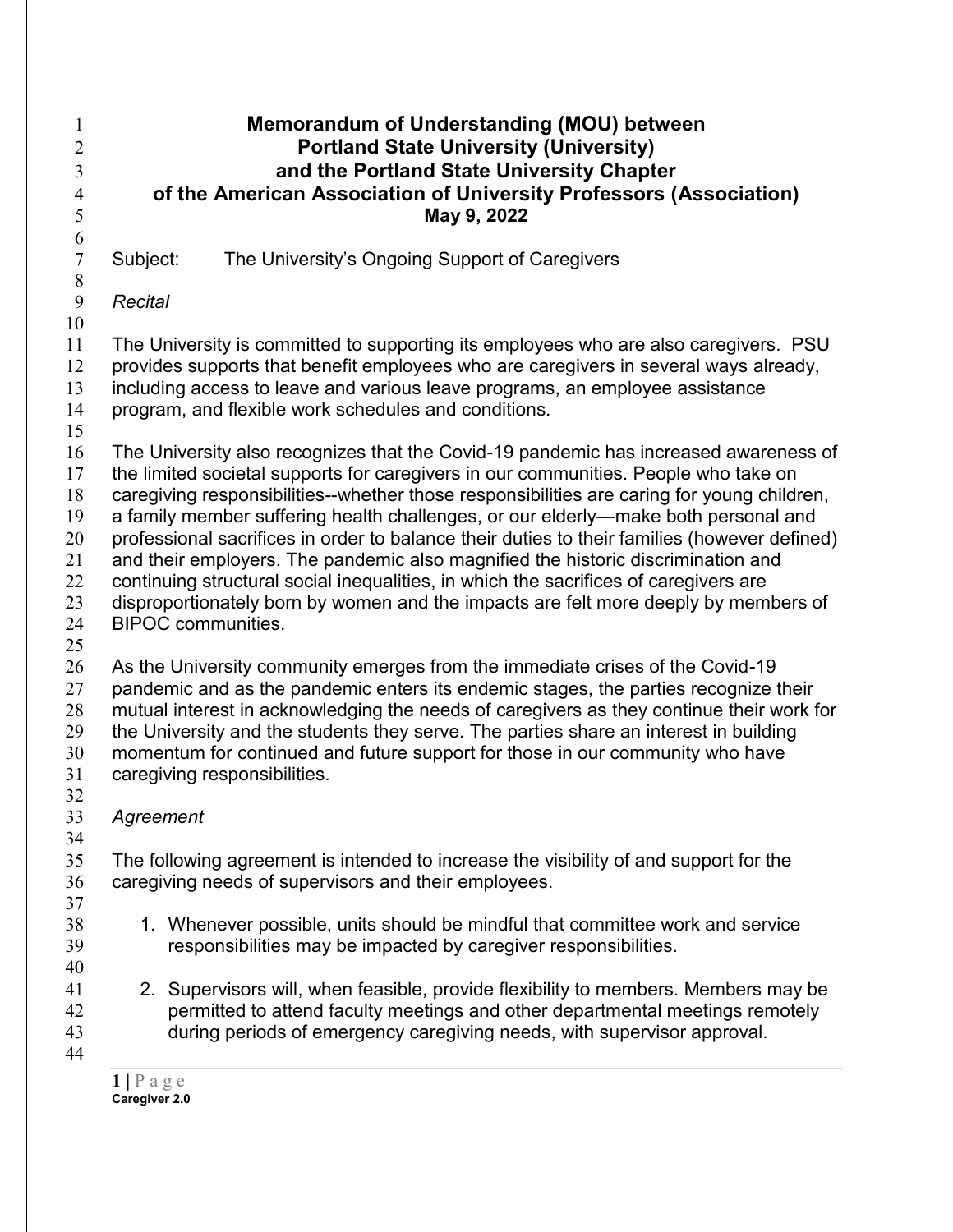# Memorandum of Understanding (MOU) between Portland State University (University) and the Portland State University Chapter of the American Association of University Professors (Association)

**May 9, 2022**

Subject: The University's Ongoing Support of Caregivers

*Recital*

The University is committed to supporting its employees who are also caregivers. PSU provides supports that benefit employees who are caregivers in several ways already, including access to leave and various leave programs, an employee assistance program, and flexible work schedules and conditions.

The University also recognizes that the Covid-19 pandemic has increased awareness of the limited societal supports for caregivers in our communities. People who take on caregiving responsibilities--whether those responsibilities are caring for young children, a family member suffering health challenges, or our elderly—make both personal and professional sacrifices in order to balance their duties to their families (however defined) and their employers. The pandemic also magnified the historic discrimination and continuing structural social inequalities, in which the sacrifices of caregivers are disproportionately born by women and the impacts are felt more deeply by members of BIPOC communities.

As the University community emerges from the immediate crises of the Covid-19 pandemic and as the pandemic enters its endemic stages, the parties recognize their mutual interest in acknowledging the needs of caregivers as they continue their work for the University and the students they serve. The parties share an interest in building momentum for continued and future support for those in our community who have caregiving responsibilities.

*Agreement*

The following agreement is intended to increase the visibility of and support for the caregiving needs of supervisors and their employees.

1. Whenever possible, units should be mindful that committee work and service responsibilities may be impacted by caregiver responsibilities.

2. Supervisors will, when feasible, provide flexibility to members. Members may be permitted to attend faculty meetings and other departmental meetings remotely during periods of emergency caregiving needs, with supervisor approval.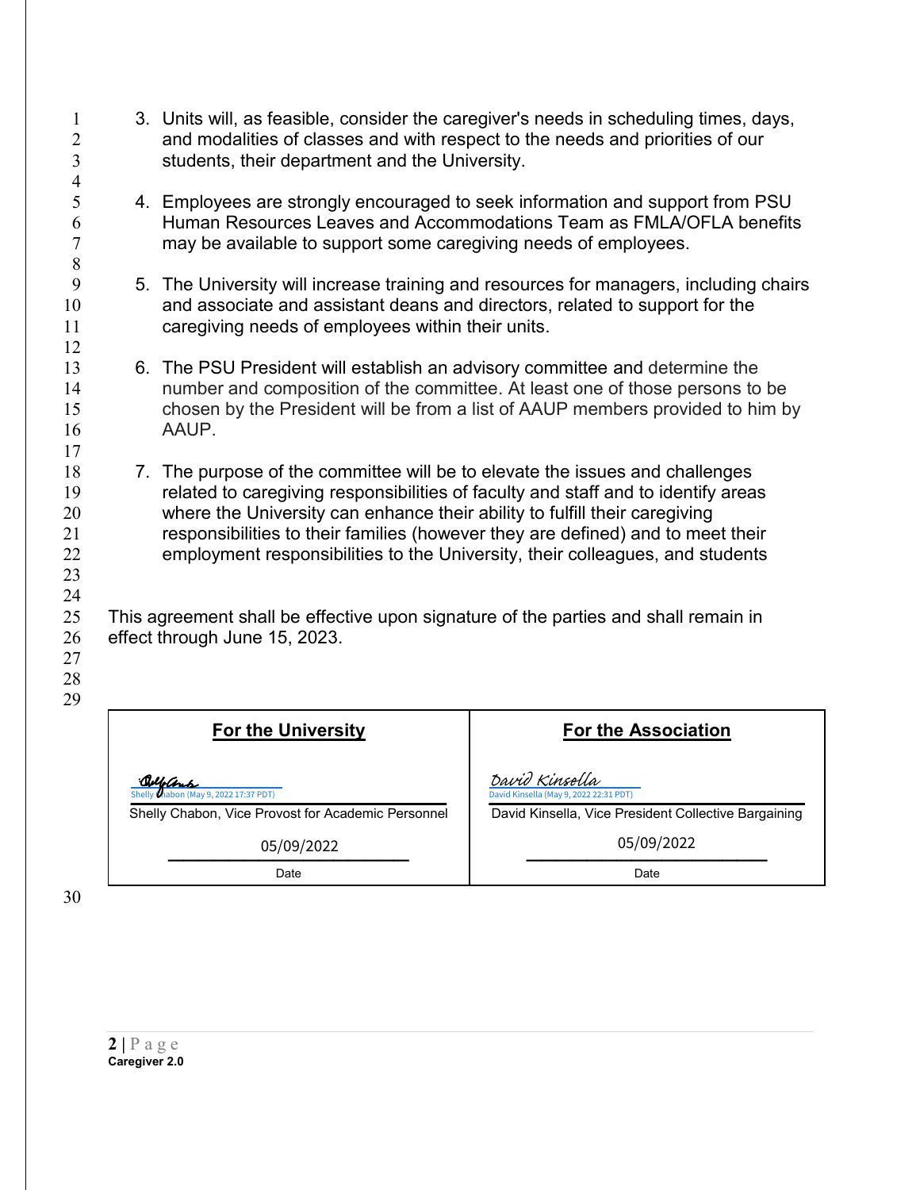3. Units will, as feasible, consider the caregiver's needs in scheduling times, days, and modalities of classes and with respect to the needs and priorities of our students, their department and the University.

4. Employees are strongly encouraged to seek information and support from PSU Human Resources Leaves and Accommodations Team as FMLA/OFLA benefits may be available to support some caregiving needs of employees.

5. The University will increase training and resources for managers, including chairs and associate and assistant deans and directors, related to support for the caregiving needs of employees within their units.

6. The PSU President will establish an advisory committee and determine the number and composition of the committee. At least one of those persons to be chosen by the President will be from a list of AAUP members provided to him by AAUP.

7. The purpose of the committee will be to elevate the issues and challenges related to caregiving responsibilities of faculty and staff and to identify areas where the University can enhance their ability to fulfill their caregiving responsibilities to their families (however they are defined) and to meet their employment responsibilities to the University, their colleagues, and students

This agreement shall be effective upon signature of the parties and shall remain in effect through June 15, 2023.

| **For the University** | **For the Association** |
|---|---|
| Shelly Chabon (May 9, 2022 17:37 PDT) | David Kinsella (May 9, 2022 22:31 PDT) |
| Shelly Chabon, Vice Provost for Academic Personnel | David Kinsella, Vice President Collective Bargaining |
| 05/09/2022 | 05/09/2022 |
| Date | Date |